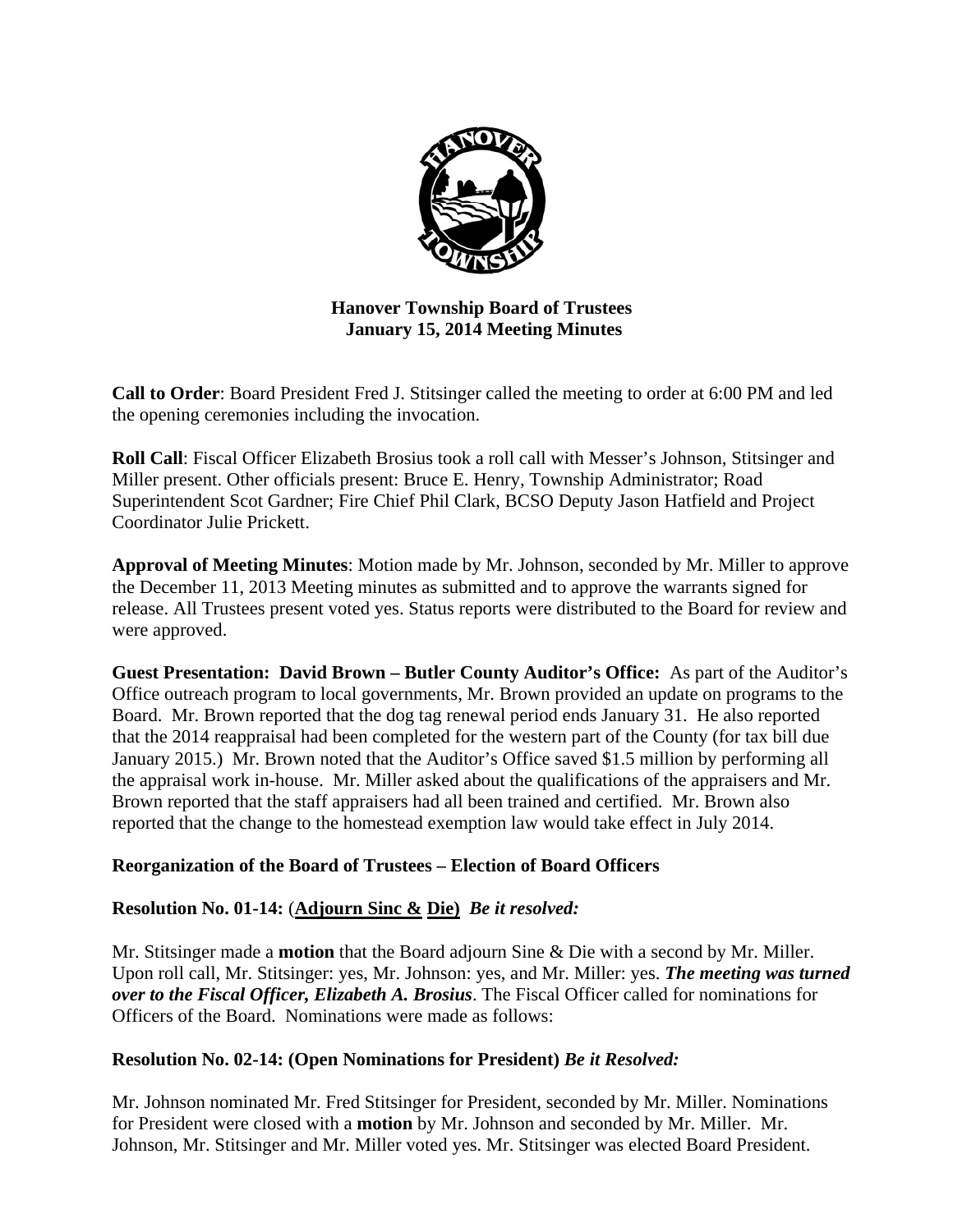# Hanover Township Board of Trustees
## January 15, 2014 Meeting Minutes

**Call to Order**: Board President Fred J. Stitsinger called the meeting to order at 6:00 PM and led the opening ceremonies including the invocation.

**Roll Call**: Fiscal Officer Elizabeth Brosius took a roll call with Messer's Johnson, Stitsinger and Miller present. Other officials present: Bruce E. Henry, Township Administrator; Road Superintendent Scot Gardner; Fire Chief Phil Clark, BCSO Deputy Jason Hatfield and Project Coordinator Julie Prickett.

**Approval of Meeting Minutes**: Motion made by Mr. Johnson, seconded by Mr. Miller to approve the December 11, 2013 Meeting minutes as submitted and to approve the warrants signed for release. All Trustees present voted yes. Status reports were distributed to the Board for review and were approved.

**Guest Presentation: David Brown – Butler County Auditor's Office:** As part of the Auditor's Office outreach program to local governments, Mr. Brown provided an update on programs to the Board. Mr. Brown reported that the dog tag renewal period ends January 31. He also reported that the 2014 reappraisal had been completed for the western part of the County (for tax bill due January 2015.) Mr. Brown noted that the Auditor's Office saved $1.5 million by performing all the appraisal work in-house. Mr. Miller asked about the qualifications of the appraisers and Mr. Brown reported that the staff appraisers had all been trained and certified. Mr. Brown also reported that the change to the homestead exemption law would take effect in July 2014.

**Reorganization of the Board of Trustees – Election of Board Officers**

**Resolution No. 01-14:** (**Adjourn Sinc & Die)** ***Be it resolved:***

Mr. Stitsinger made a **motion** that the Board adjourn Sine & Die with a second by Mr. Miller. Upon roll call, Mr. Stitsinger: yes, Mr. Johnson: yes, and Mr. Miller: yes. ***The meeting was turned over to the Fiscal Officer, Elizabeth A. Brosius***. The Fiscal Officer called for nominations for Officers of the Board. Nominations were made as follows:

**Resolution No. 02-14: (Open Nominations for President)** ***Be it Resolved:***

Mr. Johnson nominated Mr. Fred Stitsinger for President, seconded by Mr. Miller. Nominations for President were closed with a **motion** by Mr. Johnson and seconded by Mr. Miller. Mr. Johnson, Mr. Stitsinger and Mr. Miller voted yes. Mr. Stitsinger was elected Board President.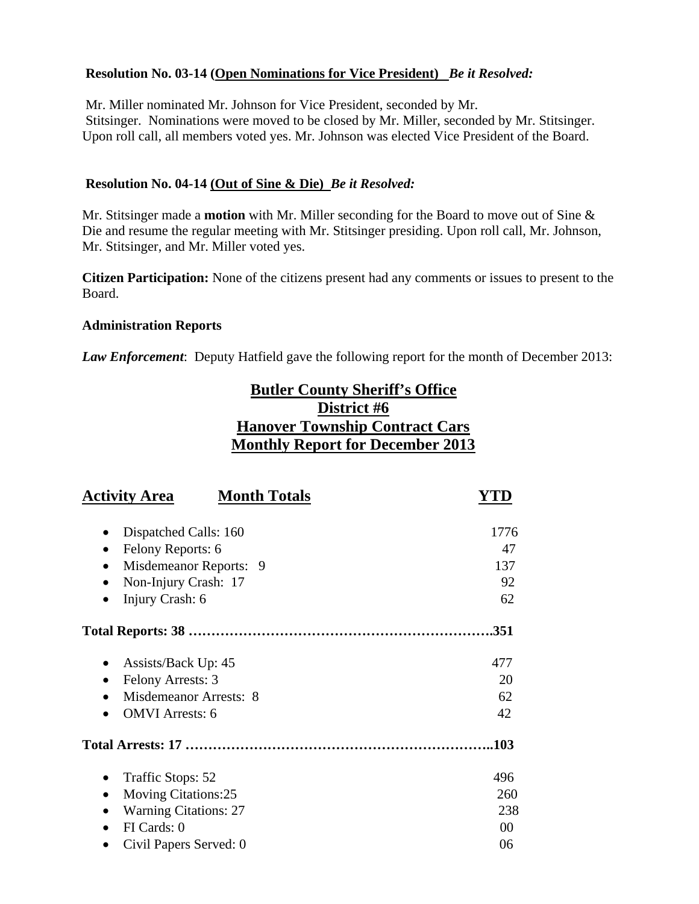**Resolution No. 03-14 (<u>Open Nominations for Vice President</u>)** ***Be it Resolved:***

Mr. Miller nominated Mr. Johnson for Vice President, seconded by Mr. Stitsinger. Nominations were moved to be closed by Mr. Miller, seconded by Mr. Stitsinger. Upon roll call, all members voted yes. Mr. Johnson was elected Vice President of the Board.

**Resolution No. 04-14 (<u>Out of Sine & Die</u>)** ***Be it Resolved:***

Mr. Stitsinger made a **motion** with Mr. Miller seconding for the Board to move out of Sine & Die and resume the regular meeting with Mr. Stitsinger presiding. Upon roll call, Mr. Johnson, Mr. Stitsinger, and Mr. Miller voted yes.

**Citizen Participation:** None of the citizens present had any comments or issues to present to the Board.

**Administration Reports**

***Law Enforcement***: Deputy Hatfield gave the following report for the month of December 2013:

## Butler County Sheriff's Office
## District #6
## Hanover Township Contract Cars
## Monthly Report for December 2013

| Activity Area / Month Totals | YTD |
|---|---|
| • Dispatched Calls: 160 | 1776 |
| • Felony Reports: 6 | 47 |
| • Misdemeanor Reports: 9 | 137 |
| • Non-Injury Crash: 17 | 92 |
| • Injury Crash: 6 | 62 |
| **Total Reports: 38** | **351** |
| • Assists/Back Up: 45 | 477 |
| • Felony Arrests: 3 | 20 |
| • Misdemeanor Arrests: 8 | 62 |
| • OMVI Arrests: 6 | 42 |
| **Total Arrests: 17** | **103** |
| • Traffic Stops: 52 | 496 |
| • Moving Citations:25 | 260 |
| • Warning Citations: 27 | 238 |
| • FI Cards: 0 | 00 |
| • Civil Papers Served: 0 | 06 |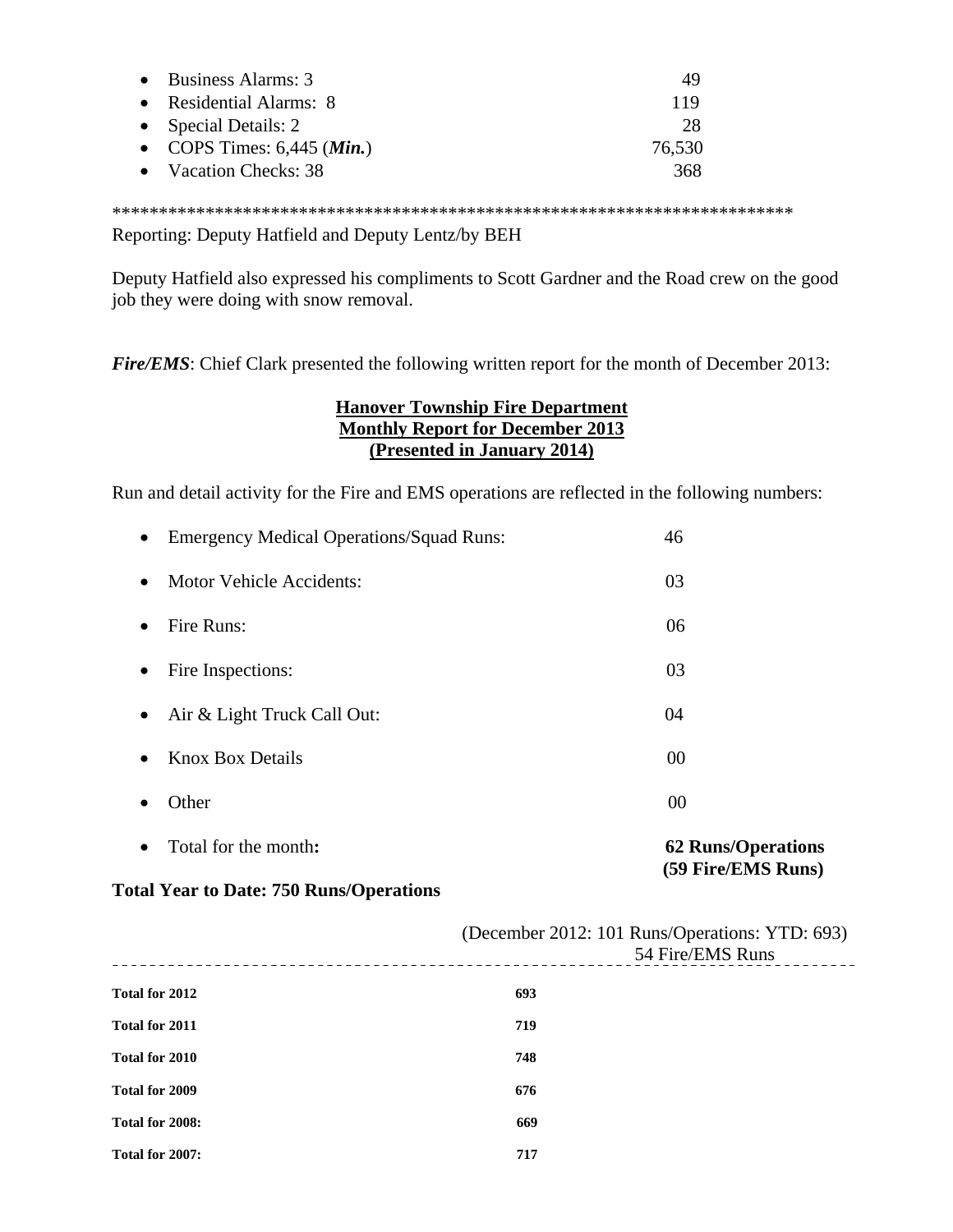- Business Alarms: 3 49
- Residential Alarms: 8 119
- Special Details: 2 28
- COPS Times: 6,445 (***Min.***) 76,530
- Vacation Checks: 38 368

**************************************************************************

Reporting: Deputy Hatfield and Deputy Lentz/by BEH

Deputy Hatfield also expressed his compliments to Scott Gardner and the Road crew on the good job they were doing with snow removal.

***Fire/EMS***: Chief Clark presented the following written report for the month of December 2013:

**Hanover Township Fire Department**
**Monthly Report for December 2013**
**(Presented in January 2014)**

Run and detail activity for the Fire and EMS operations are reflected in the following numbers:

- Emergency Medical Operations/Squad Runs: 46
- Motor Vehicle Accidents: 03
- Fire Runs: 06
- Fire Inspections: 03
- Air & Light Truck Call Out: 04
- Knox Box Details 00
- Other 00
- Total for the month**:** **62 Runs/Operations (59 Fire/EMS Runs)**

**Total Year to Date: 750 Runs/Operations**

(December 2012: 101 Runs/Operations: YTD: 693)
54 Fire/EMS Runs

| | |
|---|---|
| **Total for 2012** | **693** |
| **Total for 2011** | **719** |
| **Total for 2010** | **748** |
| **Total for 2009** | **676** |
| **Total for 2008:** | **669** |
| **Total for 2007:** | **717** |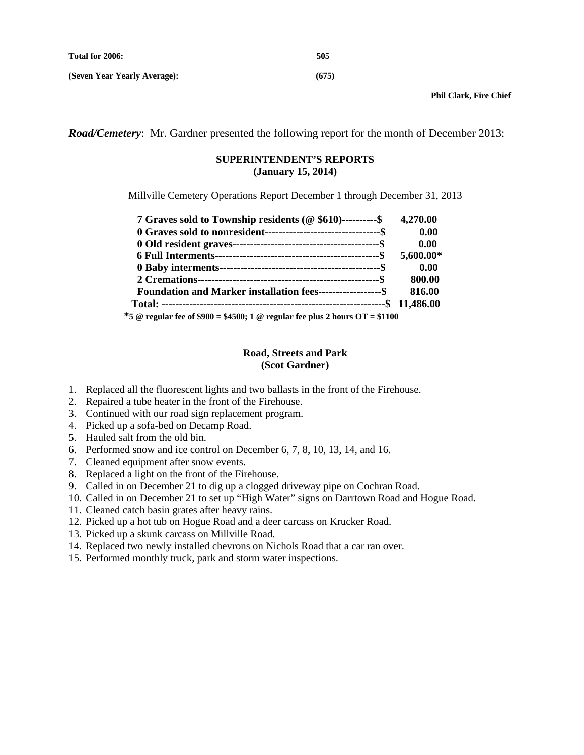**Total for 2006:** **505**

**(Seven Year Yearly Average):** **(675)**

**Phil Clark, Fire Chief**

***Road/Cemetery***: Mr. Gardner presented the following report for the month of December 2013:

**SUPERINTENDENT'S REPORTS**
**(January 15, 2014)**

Millville Cemetery Operations Report December 1 through December 31, 2013

| | |
|---|---|
| **7 Graves sold to Township residents (@ $610)----------$** | **4,270.00** |
| **0 Graves sold to nonresident---------------------------------$** | **0.00** |
| **0 Old resident graves------------------------------------------$** | **0.00** |
| **6 Full Interments----------------------------------------------$** | **5,600.00*** |
| **0 Baby interments---------------------------------------------$** | **0.00** |
| **2 Cremations---------------------------------------------------$** | **800.00** |
| **Foundation and Marker installation fees------------------$** | **816.00** |
| **Total: ---------------------------------------------------------------$** | **11,486.00** |

***5 @ regular fee of $900 = $4500; 1 @ regular fee plus 2 hours OT = $1100**

**Road, Streets and Park**
**(Scot Gardner)**

1. Replaced all the fluorescent lights and two ballasts in the front of the Firehouse.
2. Repaired a tube heater in the front of the Firehouse.
3. Continued with our road sign replacement program.
4. Picked up a sofa-bed on Decamp Road.
5. Hauled salt from the old bin.
6. Performed snow and ice control on December 6, 7, 8, 10, 13, 14, and 16.
7. Cleaned equipment after snow events.
8. Replaced a light on the front of the Firehouse.
9. Called in on December 21 to dig up a clogged driveway pipe on Cochran Road.
10. Called in on December 21 to set up "High Water" signs on Darrtown Road and Hogue Road.
11. Cleaned catch basin grates after heavy rains.
12. Picked up a hot tub on Hogue Road and a deer carcass on Krucker Road.
13. Picked up a skunk carcass on Millville Road.
14. Replaced two newly installed chevrons on Nichols Road that a car ran over.
15. Performed monthly truck, park and storm water inspections.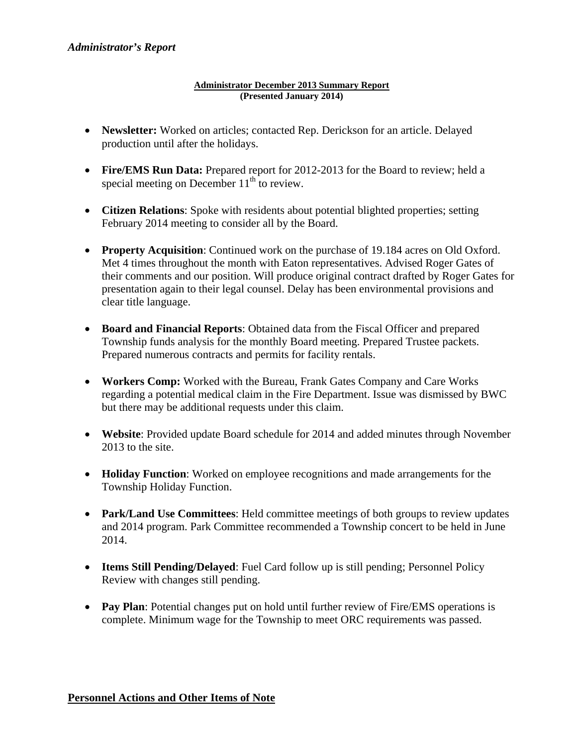*Administrator's Report*

**Administrator December 2013 Summary Report**
**(Presented January 2014)**

- **Newsletter:** Worked on articles; contacted Rep. Derickson for an article. Delayed production until after the holidays.

- **Fire/EMS Run Data:** Prepared report for 2012-2013 for the Board to review; held a special meeting on December 11th to review.

- **Citizen Relations**: Spoke with residents about potential blighted properties; setting February 2014 meeting to consider all by the Board.

- **Property Acquisition**: Continued work on the purchase of 19.184 acres on Old Oxford. Met 4 times throughout the month with Eaton representatives. Advised Roger Gates of their comments and our position. Will produce original contract drafted by Roger Gates for presentation again to their legal counsel. Delay has been environmental provisions and clear title language.

- **Board and Financial Reports**: Obtained data from the Fiscal Officer and prepared Township funds analysis for the monthly Board meeting. Prepared Trustee packets. Prepared numerous contracts and permits for facility rentals.

- **Workers Comp:** Worked with the Bureau, Frank Gates Company and Care Works regarding a potential medical claim in the Fire Department. Issue was dismissed by BWC but there may be additional requests under this claim.

- **Website**: Provided update Board schedule for 2014 and added minutes through November 2013 to the site.

- **Holiday Function**: Worked on employee recognitions and made arrangements for the Township Holiday Function.

- **Park/Land Use Committees**: Held committee meetings of both groups to review updates and 2014 program. Park Committee recommended a Township concert to be held in June 2014.

- **Items Still Pending/Delayed**: Fuel Card follow up is still pending; Personnel Policy Review with changes still pending.

- **Pay Plan**: Potential changes put on hold until further review of Fire/EMS operations is complete. Minimum wage for the Township to meet ORC requirements was passed.

## Personnel Actions and Other Items of Note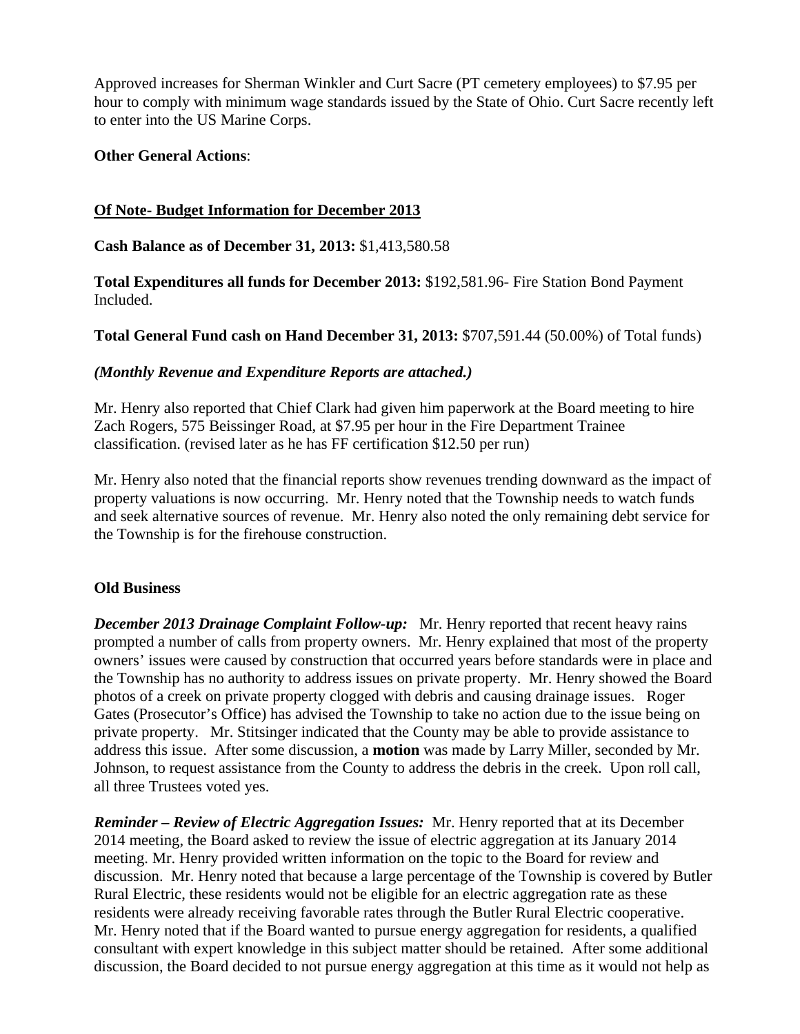Approved increases for Sherman Winkler and Curt Sacre (PT cemetery employees) to $7.95 per hour to comply with minimum wage standards issued by the State of Ohio. Curt Sacre recently left to enter into the US Marine Corps.

**Other General Actions**:

**<u>Of Note- Budget Information for December 2013</u>**

**Cash Balance as of December 31, 2013:** $1,413,580.58

**Total Expenditures all funds for December 2013:** $192,581.96- Fire Station Bond Payment Included.

**Total General Fund cash on Hand December 31, 2013:** $707,591.44 (50.00%) of Total funds)

***(Monthly Revenue and Expenditure Reports are attached.)***

Mr. Henry also reported that Chief Clark had given him paperwork at the Board meeting to hire Zach Rogers, 575 Beissinger Road, at $7.95 per hour in the Fire Department Trainee classification. (revised later as he has FF certification $12.50 per run)

Mr. Henry also noted that the financial reports show revenues trending downward as the impact of property valuations is now occurring. Mr. Henry noted that the Township needs to watch funds and seek alternative sources of revenue. Mr. Henry also noted the only remaining debt service for the Township is for the firehouse construction.

**Old Business**

***December 2013 Drainage Complaint Follow-up:*** Mr. Henry reported that recent heavy rains prompted a number of calls from property owners. Mr. Henry explained that most of the property owners' issues were caused by construction that occurred years before standards were in place and the Township has no authority to address issues on private property. Mr. Henry showed the Board photos of a creek on private property clogged with debris and causing drainage issues. Roger Gates (Prosecutor's Office) has advised the Township to take no action due to the issue being on private property. Mr. Stitsinger indicated that the County may be able to provide assistance to address this issue. After some discussion, a **motion** was made by Larry Miller, seconded by Mr. Johnson, to request assistance from the County to address the debris in the creek. Upon roll call, all three Trustees voted yes.

***Reminder – Review of Electric Aggregation Issues:*** Mr. Henry reported that at its December 2014 meeting, the Board asked to review the issue of electric aggregation at its January 2014 meeting. Mr. Henry provided written information on the topic to the Board for review and discussion. Mr. Henry noted that because a large percentage of the Township is covered by Butler Rural Electric, these residents would not be eligible for an electric aggregation rate as these residents were already receiving favorable rates through the Butler Rural Electric cooperative. Mr. Henry noted that if the Board wanted to pursue energy aggregation for residents, a qualified consultant with expert knowledge in this subject matter should be retained. After some additional discussion, the Board decided to not pursue energy aggregation at this time as it would not help as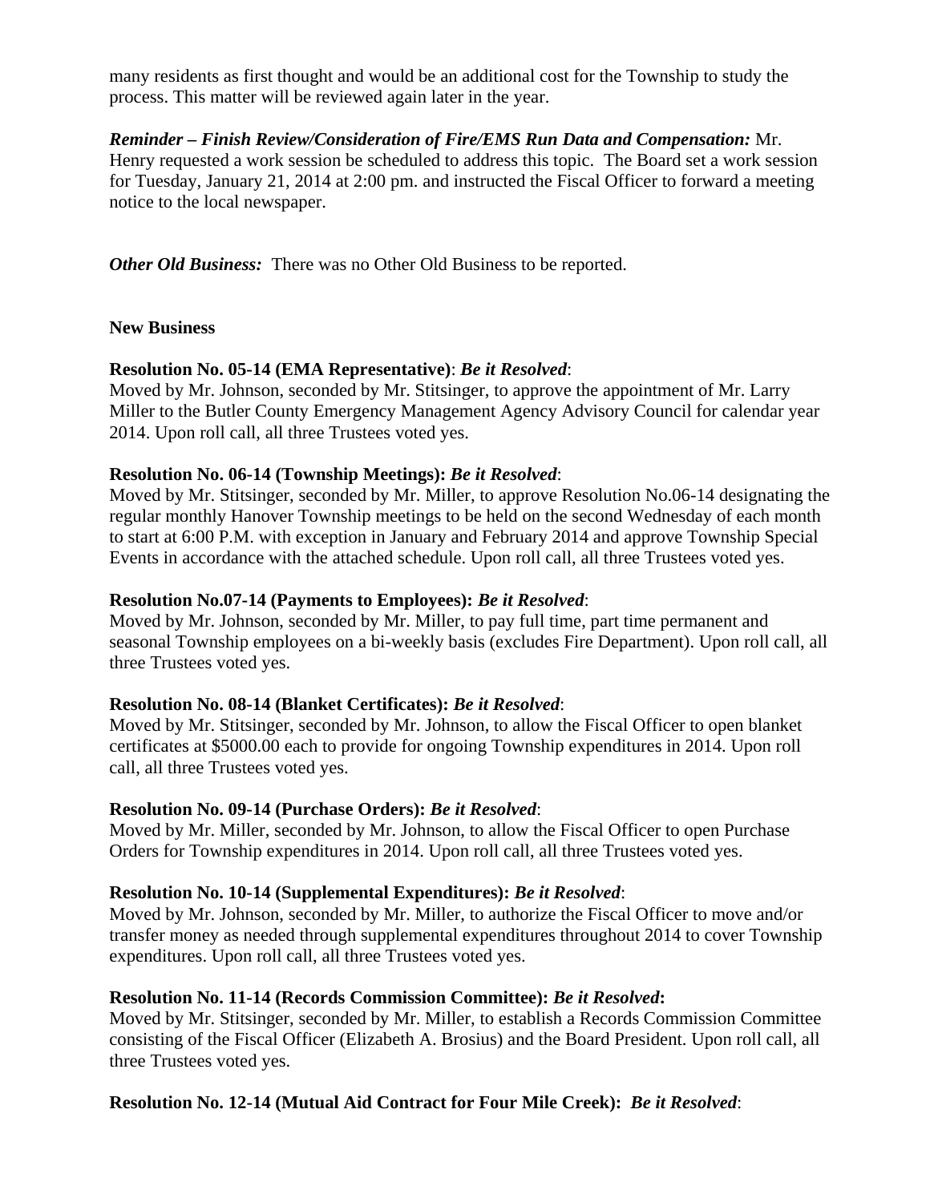many residents as first thought and would be an additional cost for the Township to study the process. This matter will be reviewed again later in the year.

***Reminder – Finish Review/Consideration of Fire/EMS Run Data and Compensation:*** Mr. Henry requested a work session be scheduled to address this topic. The Board set a work session for Tuesday, January 21, 2014 at 2:00 pm. and instructed the Fiscal Officer to forward a meeting notice to the local newspaper.

***Other Old Business:*** There was no Other Old Business to be reported.

**New Business**

**Resolution No. 05-14 (EMA Representative)**: ***Be it Resolved***:
Moved by Mr. Johnson, seconded by Mr. Stitsinger, to approve the appointment of Mr. Larry Miller to the Butler County Emergency Management Agency Advisory Council for calendar year 2014. Upon roll call, all three Trustees voted yes.

**Resolution No. 06-14 (Township Meetings): *Be it Resolved***:
Moved by Mr. Stitsinger, seconded by Mr. Miller, to approve Resolution No.06-14 designating the regular monthly Hanover Township meetings to be held on the second Wednesday of each month to start at 6:00 P.M. with exception in January and February 2014 and approve Township Special Events in accordance with the attached schedule. Upon roll call, all three Trustees voted yes.

**Resolution No.07-14 (Payments to Employees): *Be it Resolved***:
Moved by Mr. Johnson, seconded by Mr. Miller, to pay full time, part time permanent and seasonal Township employees on a bi-weekly basis (excludes Fire Department). Upon roll call, all three Trustees voted yes.

**Resolution No. 08-14 (Blanket Certificates): *Be it Resolved***:
Moved by Mr. Stitsinger, seconded by Mr. Johnson, to allow the Fiscal Officer to open blanket certificates at $5000.00 each to provide for ongoing Township expenditures in 2014. Upon roll call, all three Trustees voted yes.

**Resolution No. 09-14 (Purchase Orders): *Be it Resolved***:
Moved by Mr. Miller, seconded by Mr. Johnson, to allow the Fiscal Officer to open Purchase Orders for Township expenditures in 2014. Upon roll call, all three Trustees voted yes.

**Resolution No. 10-14 (Supplemental Expenditures): *Be it Resolved***:
Moved by Mr. Johnson, seconded by Mr. Miller, to authorize the Fiscal Officer to move and/or transfer money as needed through supplemental expenditures throughout 2014 to cover Township expenditures. Upon roll call, all three Trustees voted yes.

**Resolution No. 11-14 (Records Commission Committee): *Be it Resolved*:**
Moved by Mr. Stitsinger, seconded by Mr. Miller, to establish a Records Commission Committee consisting of the Fiscal Officer (Elizabeth A. Brosius) and the Board President. Upon roll call, all three Trustees voted yes.

**Resolution No. 12-14 (Mutual Aid Contract for Four Mile Creek): *Be it Resolved***: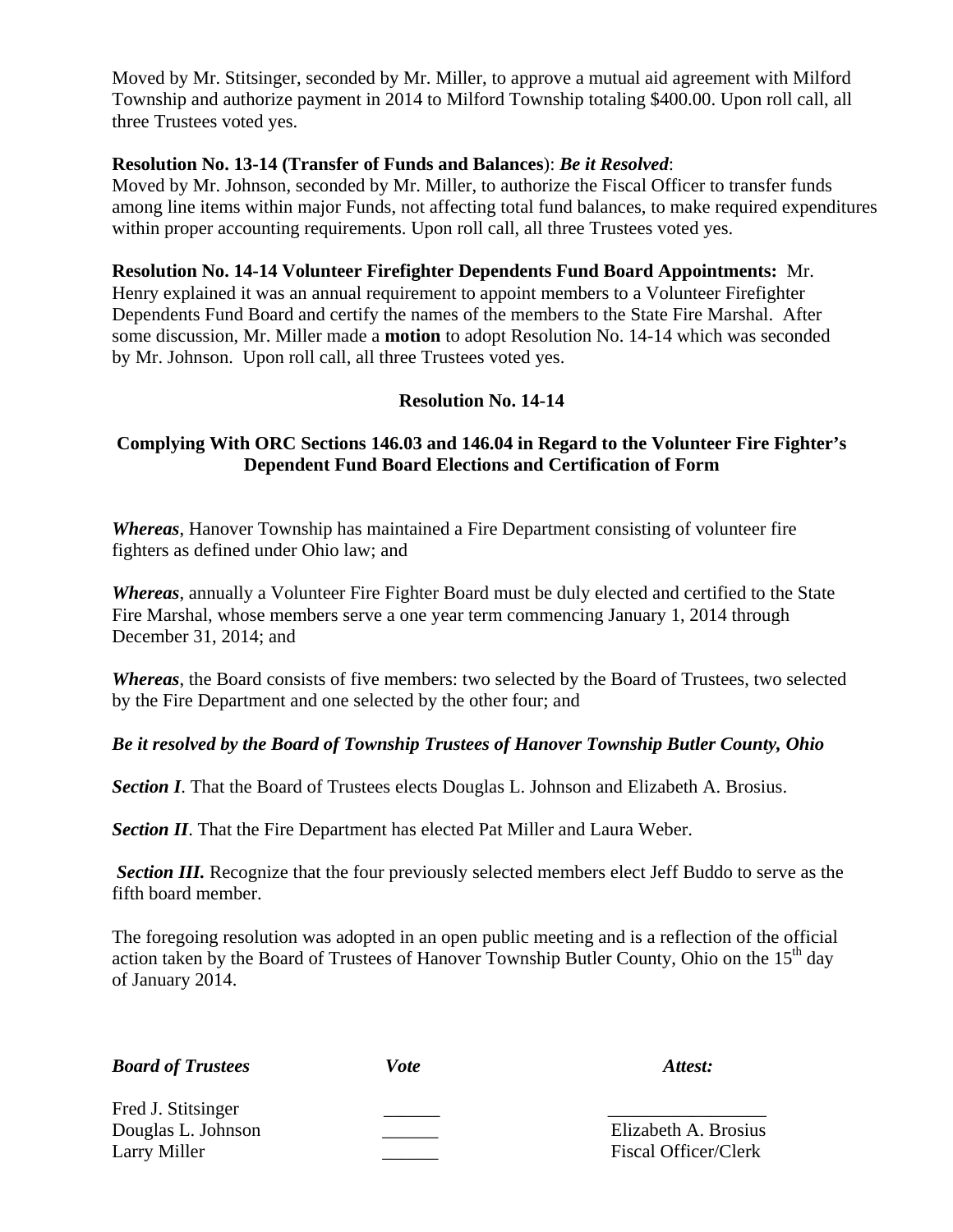Moved by Mr. Stitsinger, seconded by Mr. Miller, to approve a mutual aid agreement with Milford Township and authorize payment in 2014 to Milford Township totaling $400.00. Upon roll call, all three Trustees voted yes.

**Resolution No. 13-14 (Transfer of Funds and Balances)**: ***Be it Resolved***:
Moved by Mr. Johnson, seconded by Mr. Miller, to authorize the Fiscal Officer to transfer funds among line items within major Funds, not affecting total fund balances, to make required expenditures within proper accounting requirements. Upon roll call, all three Trustees voted yes.

**Resolution No. 14-14 Volunteer Firefighter Dependents Fund Board Appointments:** Mr. Henry explained it was an annual requirement to appoint members to a Volunteer Firefighter Dependents Fund Board and certify the names of the members to the State Fire Marshal. After some discussion, Mr. Miller made a **motion** to adopt Resolution No. 14-14 which was seconded by Mr. Johnson. Upon roll call, all three Trustees voted yes.

**Resolution No. 14-14**

**Complying With ORC Sections 146.03 and 146.04 in Regard to the Volunteer Fire Fighter's Dependent Fund Board Elections and Certification of Form**

***Whereas***, Hanover Township has maintained a Fire Department consisting of volunteer fire fighters as defined under Ohio law; and

***Whereas***, annually a Volunteer Fire Fighter Board must be duly elected and certified to the State Fire Marshal, whose members serve a one year term commencing January 1, 2014 through December 31, 2014; and

***Whereas***, the Board consists of five members: two selected by the Board of Trustees, two selected by the Fire Department and one selected by the other four; and

***Be it resolved by the Board of Township Trustees of Hanover Township Butler County, Ohio***

***Section I***. That the Board of Trustees elects Douglas L. Johnson and Elizabeth A. Brosius.

***Section II***. That the Fire Department has elected Pat Miller and Laura Weber.

***Section III.*** Recognize that the four previously selected members elect Jeff Buddo to serve as the fifth board member.

The foregoing resolution was adopted in an open public meeting and is a reflection of the official action taken by the Board of Trustees of Hanover Township Butler County, Ohio on the 15th day of January 2014.

| ***Board of Trustees*** | ***Vote*** | ***Attest:*** |
|---|---|---|
| Fred J. Stitsinger | ______ | _________________ |
| Douglas L. Johnson | ______ | Elizabeth A. Brosius |
| Larry Miller | ______ | Fiscal Officer/Clerk |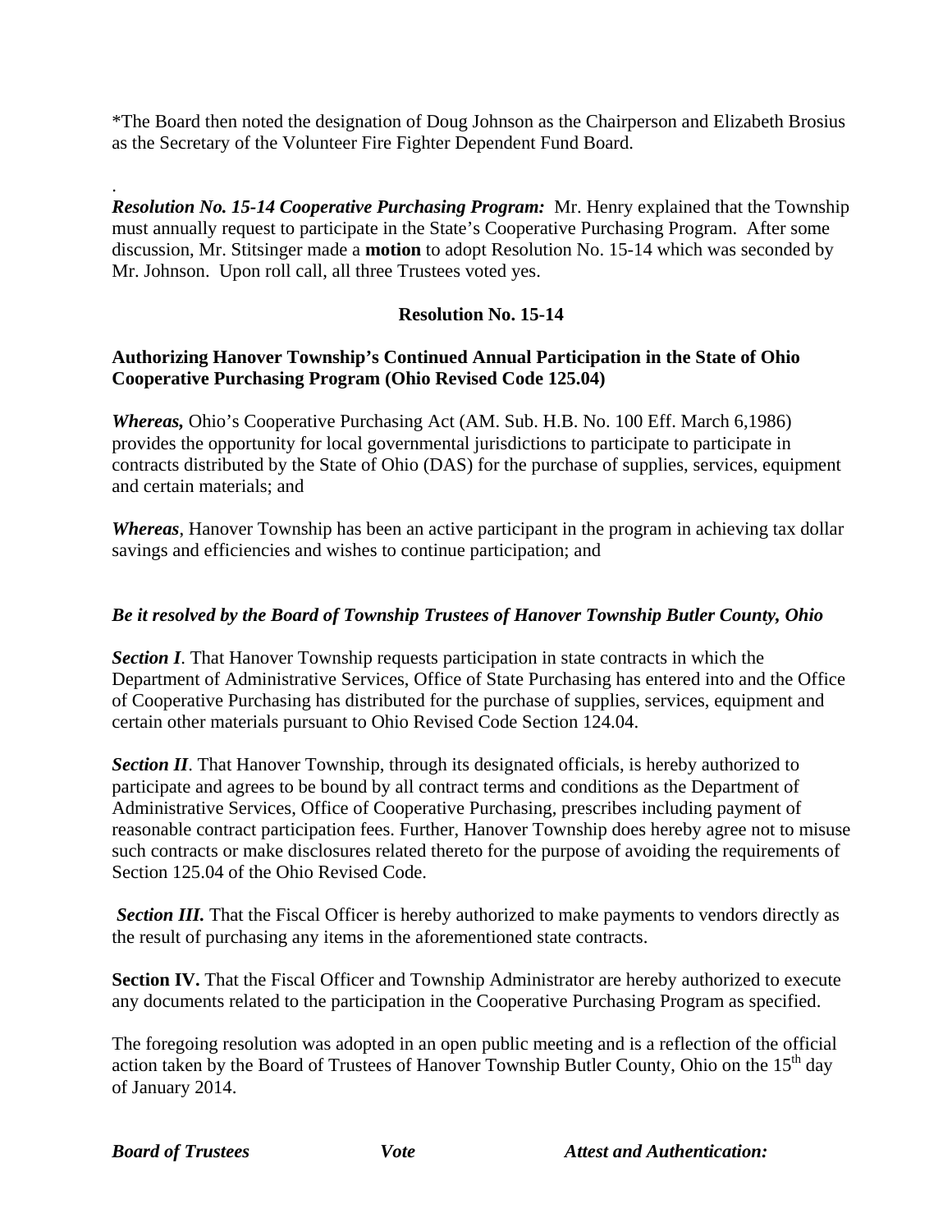*The Board then noted the designation of Doug Johnson as the Chairperson and Elizabeth Brosius as the Secretary of the Volunteer Fire Fighter Dependent Fund Board.

.

***Resolution No. 15-14 Cooperative Purchasing Program:*** Mr. Henry explained that the Township must annually request to participate in the State's Cooperative Purchasing Program. After some discussion, Mr. Stitsinger made a **motion** to adopt Resolution No. 15-14 which was seconded by Mr. Johnson. Upon roll call, all three Trustees voted yes.

**Resolution No. 15-14**

**Authorizing Hanover Township's Continued Annual Participation in the State of Ohio Cooperative Purchasing Program (Ohio Revised Code 125.04)**

***Whereas,*** Ohio's Cooperative Purchasing Act (AM. Sub. H.B. No. 100 Eff. March 6,1986) provides the opportunity for local governmental jurisdictions to participate to participate in contracts distributed by the State of Ohio (DAS) for the purchase of supplies, services, equipment and certain materials; and

***Whereas***, Hanover Township has been an active participant in the program in achieving tax dollar savings and efficiencies and wishes to continue participation; and

***Be it resolved by the Board of Township Trustees of Hanover Township Butler County, Ohio***

***Section I***. That Hanover Township requests participation in state contracts in which the Department of Administrative Services, Office of State Purchasing has entered into and the Office of Cooperative Purchasing has distributed for the purchase of supplies, services, equipment and certain other materials pursuant to Ohio Revised Code Section 124.04.

***Section II***. That Hanover Township, through its designated officials, is hereby authorized to participate and agrees to be bound by all contract terms and conditions as the Department of Administrative Services, Office of Cooperative Purchasing, prescribes including payment of reasonable contract participation fees. Further, Hanover Township does hereby agree not to misuse such contracts or make disclosures related thereto for the purpose of avoiding the requirements of Section 125.04 of the Ohio Revised Code.

***Section III.*** That the Fiscal Officer is hereby authorized to make payments to vendors directly as the result of purchasing any items in the aforementioned state contracts.

**Section IV.** That the Fiscal Officer and Township Administrator are hereby authorized to execute any documents related to the participation in the Cooperative Purchasing Program as specified.

The foregoing resolution was adopted in an open public meeting and is a reflection of the official action taken by the Board of Trustees of Hanover Township Butler County, Ohio on the 15th day of January 2014.

***Board of Trustees*** ***Vote*** ***Attest and Authentication:***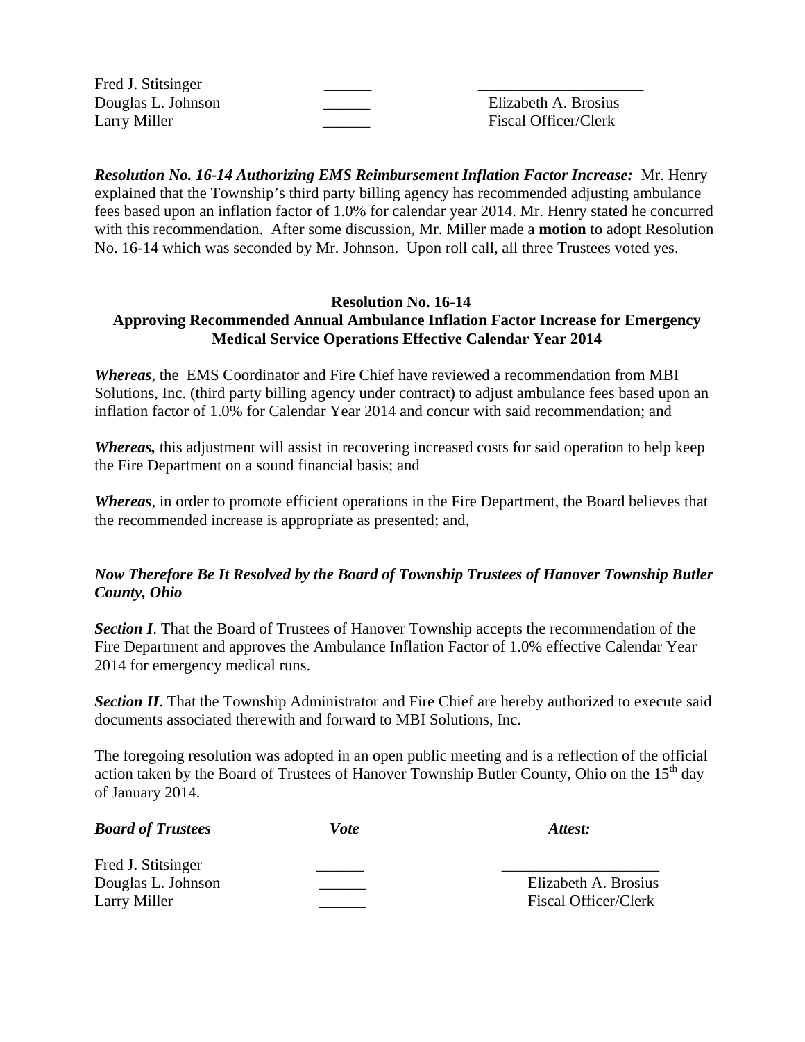| | | |
|---|---|---|
| Fred J. Stitsinger | ______ | ____________________ |
| Douglas L. Johnson | ______ | Elizabeth A. Brosius |
| Larry Miller | ______ | Fiscal Officer/Clerk |

***Resolution No. 16-14 Authorizing EMS Reimbursement Inflation Factor Increase:*** Mr. Henry explained that the Township's third party billing agency has recommended adjusting ambulance fees based upon an inflation factor of 1.0% for calendar year 2014. Mr. Henry stated he concurred with this recommendation. After some discussion, Mr. Miller made a **motion** to adopt Resolution No. 16-14 which was seconded by Mr. Johnson. Upon roll call, all three Trustees voted yes.

**Resolution No. 16-14**
**Approving Recommended Annual Ambulance Inflation Factor Increase for Emergency Medical Service Operations Effective Calendar Year 2014**

***Whereas***, the EMS Coordinator and Fire Chief have reviewed a recommendation from MBI Solutions, Inc. (third party billing agency under contract) to adjust ambulance fees based upon an inflation factor of 1.0% for Calendar Year 2014 and concur with said recommendation; and

***Whereas,*** this adjustment will assist in recovering increased costs for said operation to help keep the Fire Department on a sound financial basis; and

***Whereas***, in order to promote efficient operations in the Fire Department, the Board believes that the recommended increase is appropriate as presented; and,

***Now Therefore Be It Resolved by the Board of Township Trustees of Hanover Township Butler County, Ohio***

***Section I***. That the Board of Trustees of Hanover Township accepts the recommendation of the Fire Department and approves the Ambulance Inflation Factor of 1.0% effective Calendar Year 2014 for emergency medical runs.

***Section II***. That the Township Administrator and Fire Chief are hereby authorized to execute said documents associated therewith and forward to MBI Solutions, Inc.

The foregoing resolution was adopted in an open public meeting and is a reflection of the official action taken by the Board of Trustees of Hanover Township Butler County, Ohio on the 15th day of January 2014.

| ***Board of Trustees*** | ***Vote*** | ***Attest:*** |
|---|---|---|
| Fred J. Stitsinger | ______ | ____________________ |
| Douglas L. Johnson | ______ | Elizabeth A. Brosius |
| Larry Miller | ______ | Fiscal Officer/Clerk |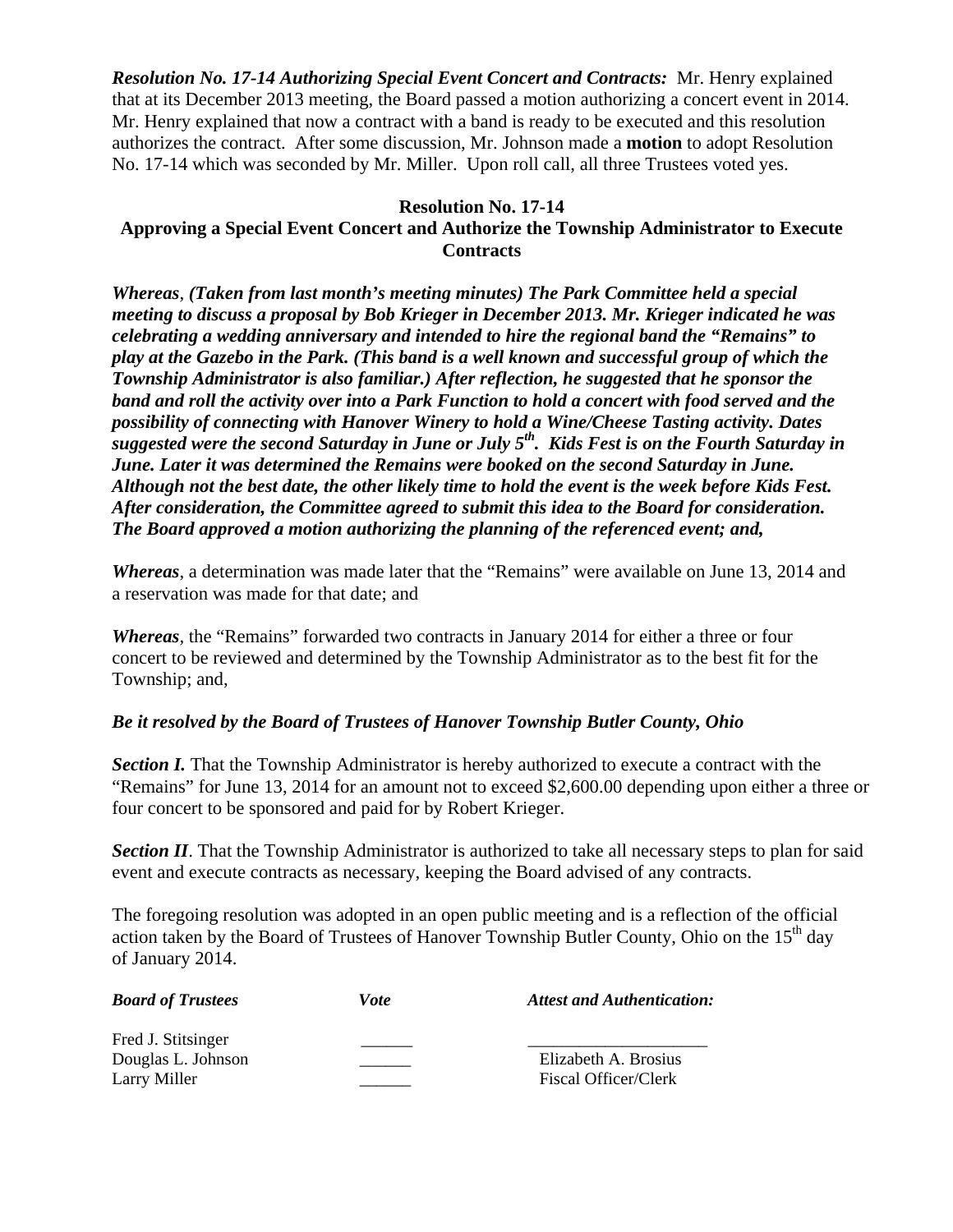***Resolution No. 17-14 Authorizing Special Event Concert and Contracts:*** Mr. Henry explained that at its December 2013 meeting, the Board passed a motion authorizing a concert event in 2014. Mr. Henry explained that now a contract with a band is ready to be executed and this resolution authorizes the contract. After some discussion, Mr. Johnson made a **motion** to adopt Resolution No. 17-14 which was seconded by Mr. Miller. Upon roll call, all three Trustees voted yes.

**Resolution No. 17-14**

**Approving a Special Event Concert and Authorize the Township Administrator to Execute Contracts**

***Whereas**, (Taken from last month's meeting minutes) The Park Committee held a special meeting to discuss a proposal by Bob Krieger in December 2013. Mr. Krieger indicated he was celebrating a wedding anniversary and intended to hire the regional band the "Remains" to play at the Gazebo in the Park. (This band is a well known and successful group of which the Township Administrator is also familiar.) After reflection, he suggested that he sponsor the band and roll the activity over into a Park Function to hold a concert with food served and the possibility of connecting with Hanover Winery to hold a Wine/Cheese Tasting activity. Dates suggested were the second Saturday in June or July 5th. Kids Fest is on the Fourth Saturday in June. Later it was determined the Remains were booked on the second Saturday in June. Although not the best date, the other likely time to hold the event is the week before Kids Fest. After consideration, the Committee agreed to submit this idea to the Board for consideration. The Board approved a motion authorizing the planning of the referenced event; and,*

***Whereas***, a determination was made later that the "Remains" were available on June 13, 2014 and a reservation was made for that date; and

***Whereas***, the "Remains" forwarded two contracts in January 2014 for either a three or four concert to be reviewed and determined by the Township Administrator as to the best fit for the Township; and,

***Be it resolved by the Board of Trustees of Hanover Township Butler County, Ohio***

***Section I.*** That the Township Administrator is hereby authorized to execute a contract with the "Remains" for June 13, 2014 for an amount not to exceed $2,600.00 depending upon either a three or four concert to be sponsored and paid for by Robert Krieger.

***Section II***. That the Township Administrator is authorized to take all necessary steps to plan for said event and execute contracts as necessary, keeping the Board advised of any contracts.

The foregoing resolution was adopted in an open public meeting and is a reflection of the official action taken by the Board of Trustees of Hanover Township Butler County, Ohio on the 15th day of January 2014.

| ***Board of Trustees*** | ***Vote*** | ***Attest and Authentication:*** |
|---|---|---|
| Fred J. Stitsinger | ______ | ____________________ |
| Douglas L. Johnson | ______ | Elizabeth A. Brosius |
| Larry Miller | ______ | Fiscal Officer/Clerk |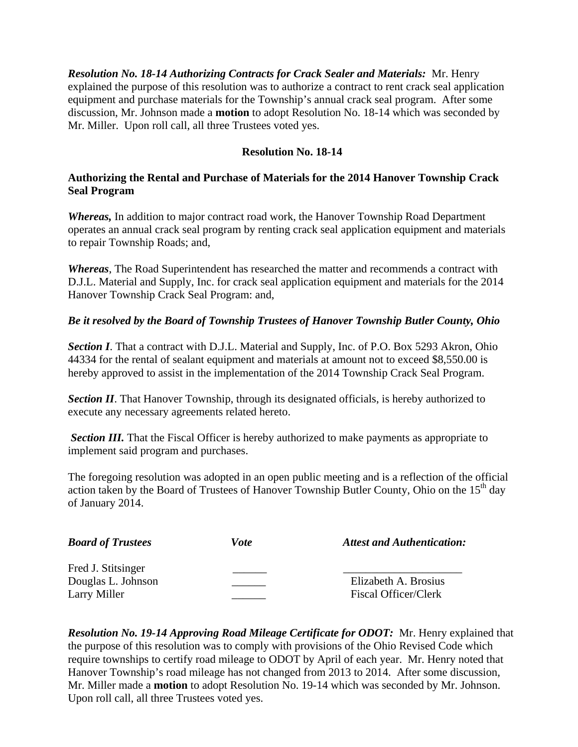***Resolution No. 18-14 Authorizing Contracts for Crack Sealer and Materials:*** Mr. Henry explained the purpose of this resolution was to authorize a contract to rent crack seal application equipment and purchase materials for the Township's annual crack seal program. After some discussion, Mr. Johnson made a **motion** to adopt Resolution No. 18-14 which was seconded by Mr. Miller. Upon roll call, all three Trustees voted yes.

**Resolution No. 18-14**

**Authorizing the Rental and Purchase of Materials for the 2014 Hanover Township Crack Seal Program**

***Whereas,*** In addition to major contract road work, the Hanover Township Road Department operates an annual crack seal program by renting crack seal application equipment and materials to repair Township Roads; and,

***Whereas***, The Road Superintendent has researched the matter and recommends a contract with D.J.L. Material and Supply, Inc. for crack seal application equipment and materials for the 2014 Hanover Township Crack Seal Program: and,

***Be it resolved by the Board of Township Trustees of Hanover Township Butler County, Ohio***

***Section I***. That a contract with D.J.L. Material and Supply, Inc. of P.O. Box 5293 Akron, Ohio 44334 for the rental of sealant equipment and materials at amount not to exceed $8,550.00 is hereby approved to assist in the implementation of the 2014 Township Crack Seal Program.

***Section II***. That Hanover Township, through its designated officials, is hereby authorized to execute any necessary agreements related hereto.

***Section III.*** That the Fiscal Officer is hereby authorized to make payments as appropriate to implement said program and purchases.

The foregoing resolution was adopted in an open public meeting and is a reflection of the official action taken by the Board of Trustees of Hanover Township Butler County, Ohio on the 15th day of January 2014.

| ***Board of Trustees*** | ***Vote*** | ***Attest and Authentication:*** |
|---|---|---|
| Fred J. Stitsinger | ______ | ____________________ |
| Douglas L. Johnson | ______ | Elizabeth A. Brosius |
| Larry Miller | ______ | Fiscal Officer/Clerk |

***Resolution No. 19-14 Approving Road Mileage Certificate for ODOT:*** Mr. Henry explained that the purpose of this resolution was to comply with provisions of the Ohio Revised Code which require townships to certify road mileage to ODOT by April of each year. Mr. Henry noted that Hanover Township's road mileage has not changed from 2013 to 2014. After some discussion, Mr. Miller made a **motion** to adopt Resolution No. 19-14 which was seconded by Mr. Johnson. Upon roll call, all three Trustees voted yes.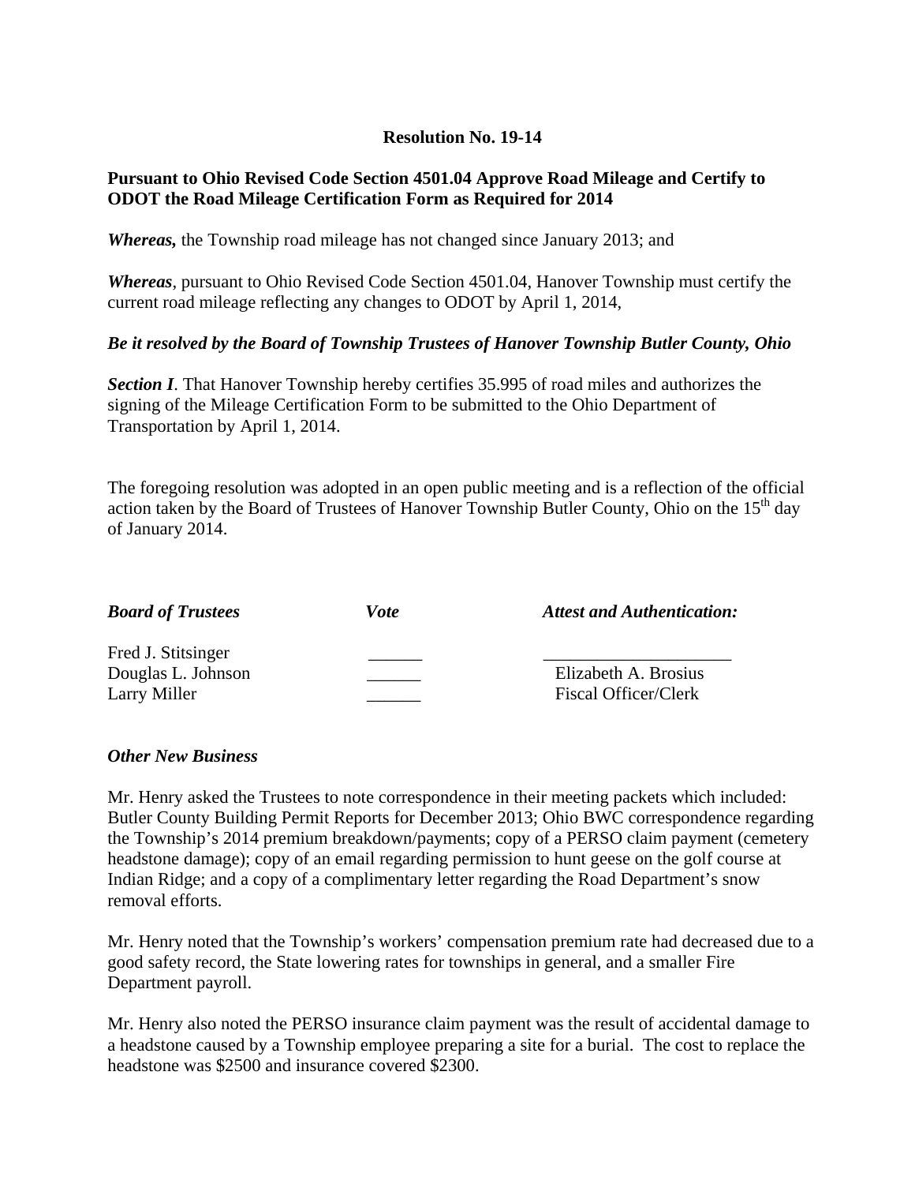**Resolution No. 19-14**

**Pursuant to Ohio Revised Code Section 4501.04 Approve Road Mileage and Certify to ODOT the Road Mileage Certification Form as Required for 2014**

***Whereas,*** the Township road mileage has not changed since January 2013; and

***Whereas***, pursuant to Ohio Revised Code Section 4501.04, Hanover Township must certify the current road mileage reflecting any changes to ODOT by April 1, 2014,

***Be it resolved by the Board of Township Trustees of Hanover Township Butler County, Ohio***

***Section I***. That Hanover Township hereby certifies 35.995 of road miles and authorizes the signing of the Mileage Certification Form to be submitted to the Ohio Department of Transportation by April 1, 2014.

The foregoing resolution was adopted in an open public meeting and is a reflection of the official action taken by the Board of Trustees of Hanover Township Butler County, Ohio on the 15th day of January 2014.

| ***Board of Trustees*** | ***Vote*** | ***Attest and Authentication:*** |
|---|---|---|
| Fred J. Stitsinger | ______ | ____________________ |
| Douglas L. Johnson | ______ | Elizabeth A. Brosius |
| Larry Miller | ______ | Fiscal Officer/Clerk |

***Other New Business***

Mr. Henry asked the Trustees to note correspondence in their meeting packets which included: Butler County Building Permit Reports for December 2013; Ohio BWC correspondence regarding the Township's 2014 premium breakdown/payments; copy of a PERSO claim payment (cemetery headstone damage); copy of an email regarding permission to hunt geese on the golf course at Indian Ridge; and a copy of a complimentary letter regarding the Road Department's snow removal efforts.

Mr. Henry noted that the Township's workers' compensation premium rate had decreased due to a good safety record, the State lowering rates for townships in general, and a smaller Fire Department payroll.

Mr. Henry also noted the PERSO insurance claim payment was the result of accidental damage to a headstone caused by a Township employee preparing a site for a burial. The cost to replace the headstone was $2500 and insurance covered $2300.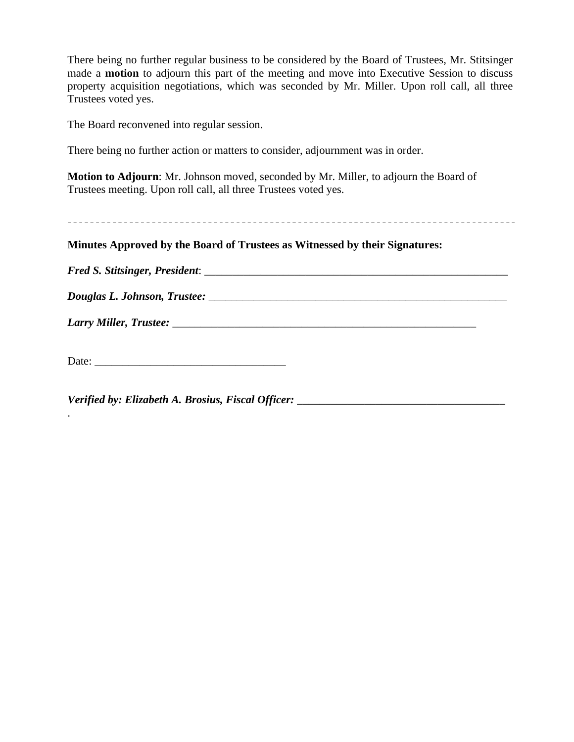There being no further regular business to be considered by the Board of Trustees, Mr. Stitsinger made a **motion** to adjourn this part of the meeting and move into Executive Session to discuss property acquisition negotiations, which was seconded by Mr. Miller. Upon roll call, all three Trustees voted yes.

The Board reconvened into regular session.

There being no further action or matters to consider, adjournment was in order.

**Motion to Adjourn**: Mr. Johnson moved, seconded by Mr. Miller, to adjourn the Board of Trustees meeting. Upon roll call, all three Trustees voted yes.

---

**Minutes Approved by the Board of Trustees as Witnessed by their Signatures:**

***Fred S. Stitsinger, President***: ________________________________________________________

***Douglas L. Johnson, Trustee:*** ________________________________________________________

***Larry Miller, Trustee:*** ________________________________________________________

Date: ________________________________

***Verified by: Elizabeth A. Brosius, Fiscal Officer:*** ____________________________________

.